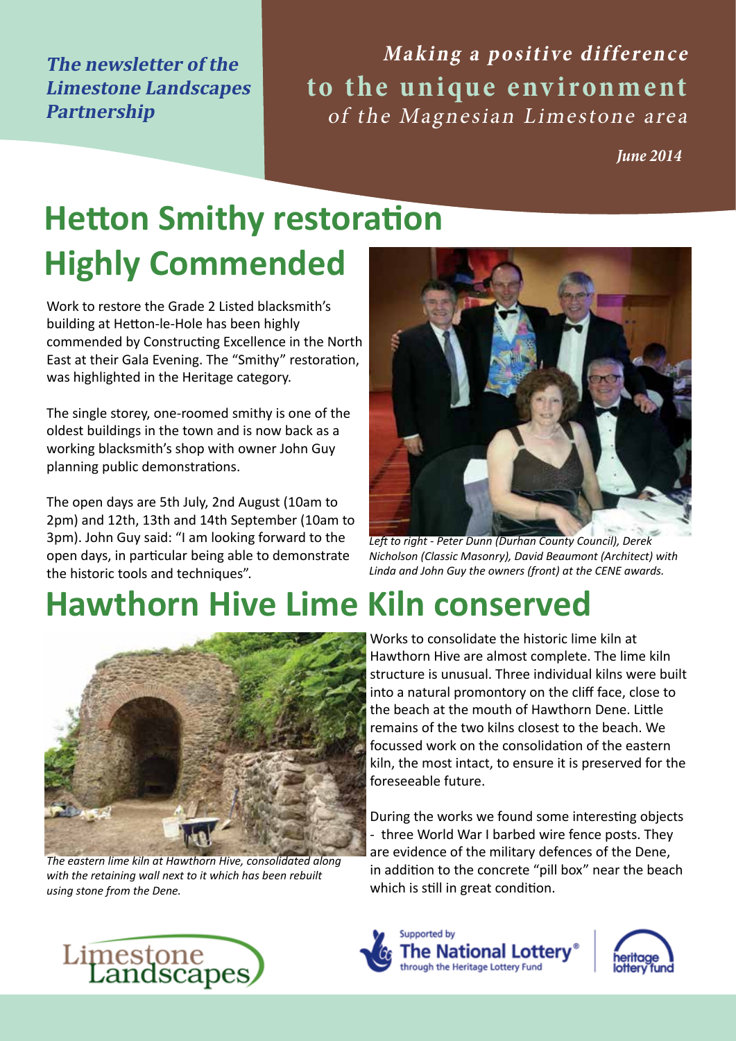*The newsletter of the Limestone Landscapes Partnership*

***Making a positive difference* to the unique environment *of the Magnesian Limestone area***

*June 2014*

# Hetton Smithy restoration Highly Commended

Work to restore the Grade 2 Listed blacksmith's building at Hetton-le-Hole has been highly commended by Constructing Excellence in the North East at their Gala Evening. The "Smithy" restoration, was highlighted in the Heritage category.

The single storey, one-roomed smithy is one of the oldest buildings in the town and is now back as a working blacksmith's shop with owner John Guy planning public demonstrations.

The open days are 5th July, 2nd August (10am to 2pm) and 12th, 13th and 14th September (10am to 3pm). John Guy said: "I am looking forward to the open days, in particular being able to demonstrate the historic tools and techniques".

*Left to right - Peter Dunn (Durhan County Council), Derek Nicholson (Classic Masonry), David Beaumont (Architect) with Linda and John Guy the owners (front) at the CENE awards.*

# Hawthorn Hive Lime Kiln conserved

*The eastern lime kiln at Hawthorn Hive, consolidated along with the retaining wall next to it which has been rebuilt using stone from the Dene.*

Works to consolidate the historic lime kiln at Hawthorn Hive are almost complete. The lime kiln structure is unusual. Three individual kilns were built into a natural promontory on the cliff face, close to the beach at the mouth of Hawthorn Dene. Little remains of the two kilns closest to the beach. We focussed work on the consolidation of the eastern kiln, the most intact, to ensure it is preserved for the foreseeable future.

During the works we found some interesting objects - three World War I barbed wire fence posts. They are evidence of the military defences of the Dene, in addition to the concrete "pill box" near the beach which is still in great condition.

Limestone Landscapes

Supported by The National Lottery® through the Heritage Lottery Fund

heritage lottery fund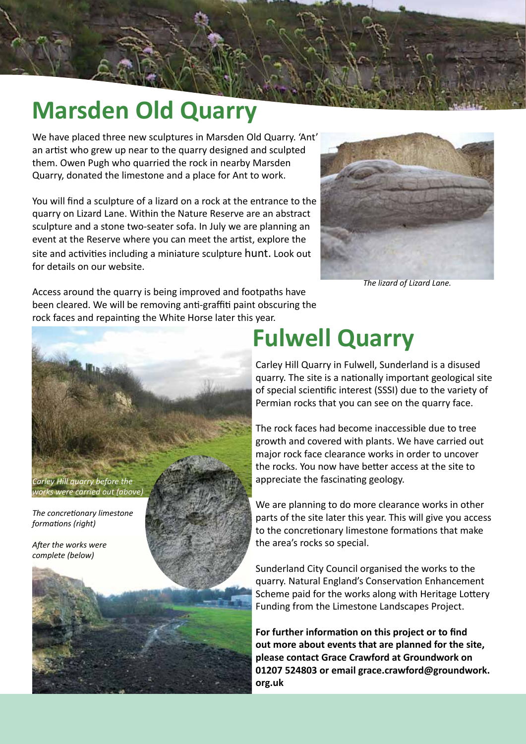# Marsden Old Quarry

We have placed three new sculptures in Marsden Old Quarry. 'Ant' an artist who grew up near to the quarry designed and sculpted them. Owen Pugh who quarried the rock in nearby Marsden Quarry, donated the limestone and a place for Ant to work.

You will find a sculpture of a lizard on a rock at the entrance to the quarry on Lizard Lane. Within the Nature Reserve are an abstract sculpture and a stone two-seater sofa. In July we are planning an event at the Reserve where you can meet the artist, explore the site and activities including a miniature sculpture hunt. Look out for details on our website.

*The lizard of Lizard Lane.*

Access around the quarry is being improved and footpaths have been cleared. We will be removing anti-graffiti paint obscuring the rock faces and repainting the White Horse later this year.

# Fulwell Quarry

Carley Hill Quarry in Fulwell, Sunderland is a disused quarry. The site is a nationally important geological site of special scientific interest (SSSI) due to the variety of Permian rocks that you can see on the quarry face.

The rock faces had become inaccessible due to tree growth and covered with plants. We have carried out major rock face clearance works in order to uncover the rocks. You now have better access at the site to appreciate the fascinating geology.

We are planning to do more clearance works in other parts of the site later this year. This will give you access to the concretionary limestone formations that make the area's rocks so special.

Sunderland City Council organised the works to the quarry. Natural England's Conservation Enhancement Scheme paid for the works along with Heritage Lottery Funding from the Limestone Landscapes Project.

*Carley Hill quarry before the works were carried out (above)*

*The concretionary limestone formations (right)*

*After the works were complete (below)*

**For further information on this project or to find out more about events that are planned for the site, please contact Grace Crawford at Groundwork on 01207 524803 or email grace.crawford@groundwork.org.uk**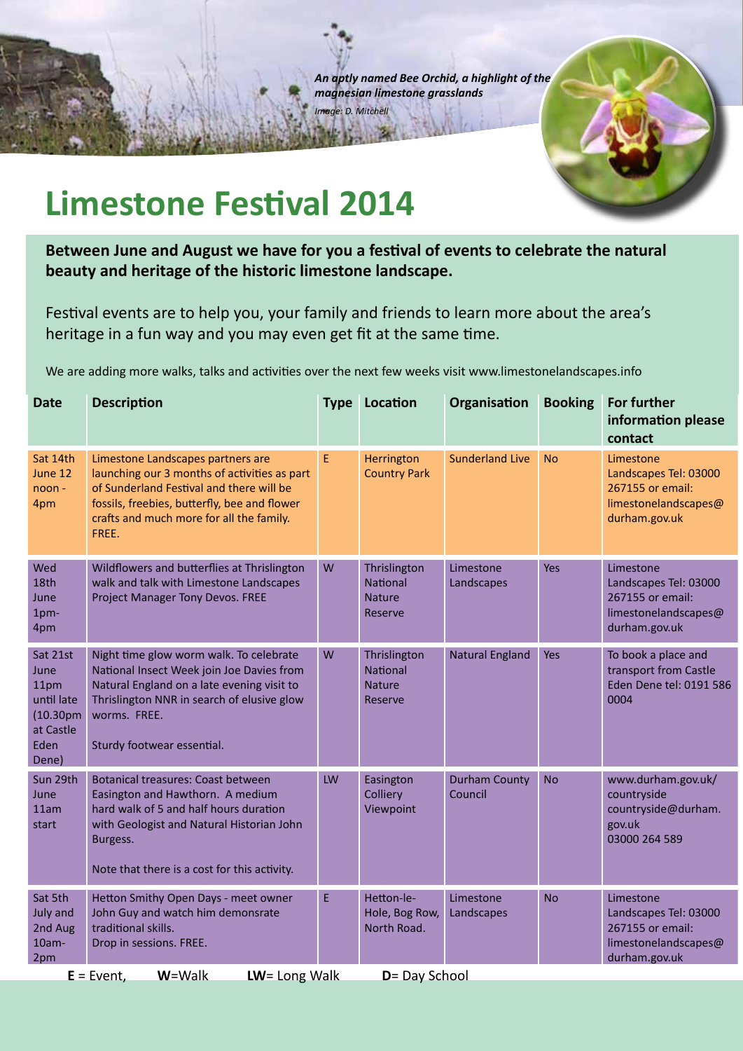*An aptly named Bee Orchid, a highlight of the magnesian limestone grasslands*

*Image: D. Mitchell*

# Limestone Festival 2014

**Between June and August we have for you a festival of events to celebrate the natural beauty and heritage of the historic limestone landscape.**

Festival events are to help you, your family and friends to learn more about the area's heritage in a fun way and you may even get fit at the same time.

We are adding more walks, talks and activities over the next few weeks visit www.limestonelandscapes.info

| Date | Description | Type | Location | Organisation | Booking | For further information please contact |
|---|---|---|---|---|---|---|
| Sat 14th June 12 noon - 4pm | Limestone Landscapes partners are launching our 3 months of activities as part of Sunderland Festival and there will be fossils, freebies, butterfly, bee and flower crafts and much more for all the family. FREE. | E | Herrington Country Park | Sunderland Live | No | Limestone Landscapes Tel: 03000 267155 or email: limestonelandscapes@durham.gov.uk |
| Wed 18th June 1pm-4pm | Wildflowers and butterflies at Thrislington walk and talk with Limestone Landscapes Project Manager Tony Devos. FREE | W | Thrislington National Nature Reserve | Limestone Landscapes | Yes | Limestone Landscapes Tel: 03000 267155 or email: limestonelandscapes@durham.gov.uk |
| Sat 21st June 11pm until late (10.30pm at Castle Eden Dene) | Night time glow worm walk. To celebrate National Insect Week join Joe Davies from Natural England on a late evening visit to Thrislington NNR in search of elusive glow worms. FREE. Sturdy footwear essential. | W | Thrislington National Nature Reserve | Natural England | Yes | To book a place and transport from Castle Eden Dene tel: 0191 586 0004 |
| Sun 29th June 11am start | Botanical treasures: Coast between Easington and Hawthorn. A medium hard walk of 5 and half hours duration with Geologist and Natural Historian John Burgess. Note that there is a cost for this activity. | LW | Easington Colliery Viewpoint | Durham County Council | No | www.durham.gov.uk/countryside countryside@durham.gov.uk 03000 264 589 |
| Sat 5th July and 2nd Aug 10am-2pm | Hetton Smithy Open Days - meet owner John Guy and watch him demonsrate traditional skills. Drop in sessions. FREE. | E | Hetton-le-Hole, Bog Row, North Road. | Limestone Landscapes | No | Limestone Landscapes Tel: 03000 267155 or email: limestonelandscapes@durham.gov.uk |

**E** = Event, **W**=Walk **LW**= Long Walk **D**= Day School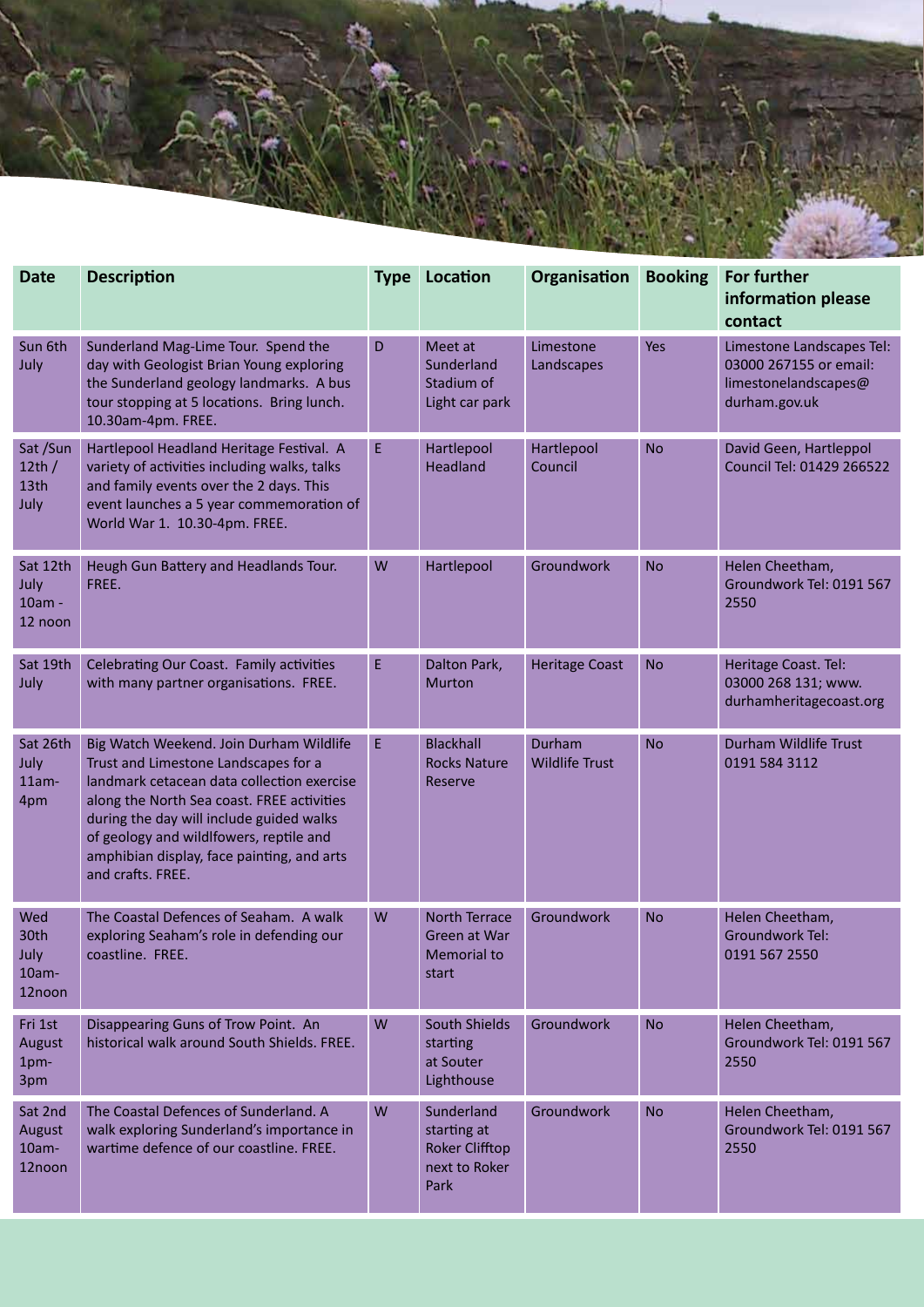| Date | Description | Type | Location | Organisation | Booking | For further information please contact |
|---|---|---|---|---|---|---|
| Sun 6th July | Sunderland Mag-Lime Tour. Spend the day with Geologist Brian Young exploring the Sunderland geology landmarks. A bus tour stopping at 5 locations. Bring lunch. 10.30am-4pm. FREE. | D | Meet at Sunderland Stadium of Light car park | Limestone Landscapes | Yes | Limestone Landscapes Tel: 03000 267155 or email: limestonelandscapes@ durham.gov.uk |
| Sat /Sun 12th / 13th July | Hartlepool Headland Heritage Festival. A variety of activities including walks, talks and family events over the 2 days. This event launches a 5 year commemoration of World War 1. 10.30-4pm. FREE. | E | Hartlepool Headland | Hartlepool Council | No | David Geen, Hartleppol Council Tel: 01429 266522 |
| Sat 12th July 10am - 12 noon | Heugh Gun Battery and Headlands Tour. FREE. | W | Hartlepool | Groundwork | No | Helen Cheetham, Groundwork Tel: 0191 567 2550 |
| Sat 19th July | Celebrating Our Coast. Family activities with many partner organisations. FREE. | E | Dalton Park, Murton | Heritage Coast | No | Heritage Coast. Tel: 03000 268 131; www. durhamheritagecoast.org |
| Sat 26th July 11am-4pm | Big Watch Weekend. Join Durham Wildlife Trust and Limestone Landscapes for a landmark cetacean data collection exercise along the North Sea coast. FREE activities during the day will include guided walks of geology and wildlfowers, reptile and amphibian display, face painting, and arts and crafts. FREE. | E | Blackhall Rocks Nature Reserve | Durham Wildlife Trust | No | Durham Wildlife Trust 0191 584 3112 |
| Wed 30th July 10am-12noon | The Coastal Defences of Seaham. A walk exploring Seaham's role in defending our coastline. FREE. | W | North Terrace Green at War Memorial to start | Groundwork | No | Helen Cheetham, Groundwork Tel: 0191 567 2550 |
| Fri 1st August 1pm-3pm | Disappearing Guns of Trow Point. An historical walk around South Shields. FREE. | W | South Shields starting at Souter Lighthouse | Groundwork | No | Helen Cheetham, Groundwork Tel: 0191 567 2550 |
| Sat 2nd August 10am-12noon | The Coastal Defences of Sunderland. A walk exploring Sunderland's importance in wartime defence of our coastline. FREE. | W | Sunderland starting at Roker Clifftop next to Roker Park | Groundwork | No | Helen Cheetham, Groundwork Tel: 0191 567 2550 |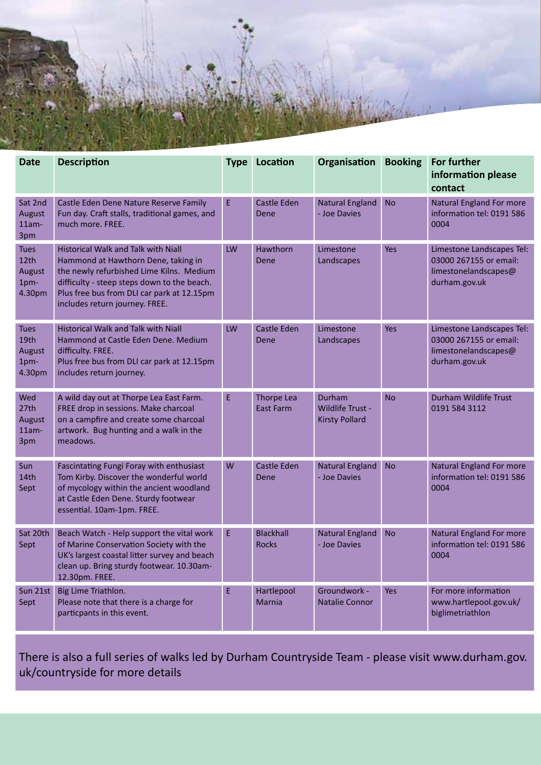| Date | Description | Type | Location | Organisation | Booking | For further information please contact |
| --- | --- | --- | --- | --- | --- | --- |
| Sat 2nd August 11am-3pm | Castle Eden Dene Nature Reserve Family Fun day. Craft stalls, traditional games, and much more. FREE. | E | Castle Eden Dene | Natural England - Joe Davies | No | Natural England For more information tel: 0191 586 0004 |
| Tues 12th August 1pm-4.30pm | Historical Walk and Talk with Niall Hammond at Hawthorn Dene, taking in the newly refurbished Lime Kilns. Medium difficulty - steep steps down to the beach. Plus free bus from DLI car park at 12.15pm includes return journey. FREE. | LW | Hawthorn Dene | Limestone Landscapes | Yes | Limestone Landscapes Tel: 03000 267155 or email: limestonelandscapes@durham.gov.uk |
| Tues 19th August 1pm-4.30pm | Historical Walk and Talk with Niall Hammond at Castle Eden Dene. Medium difficulty. FREE. Plus free bus from DLI car park at 12.15pm includes return journey. | LW | Castle Eden Dene | Limestone Landscapes | Yes | Limestone Landscapes Tel: 03000 267155 or email: limestonelandscapes@durham.gov.uk |
| Wed 27th August 11am-3pm | A wild day out at Thorpe Lea East Farm. FREE drop in sessions. Make charcoal on a campfire and create some charcoal artwork. Bug hunting and a walk in the meadows. | E | Thorpe Lea East Farm | Durham Wildlife Trust - Kirsty Pollard | No | Durham Wildlife Trust 0191 584 3112 |
| Sun 14th Sept | Fascintating Fungi Foray with enthusiast Tom Kirby. Discover the wonderful world of mycology within the ancient woodland at Castle Eden Dene. Sturdy footwear essential. 10am-1pm. FREE. | W | Castle Eden Dene | Natural England - Joe Davies | No | Natural England For more information tel: 0191 586 0004 |
| Sat 20th Sept | Beach Watch - Help support the vital work of Marine Conservation Society with the UK's largest coastal litter survey and beach clean up. Bring sturdy footwear. 10.30am-12.30pm. FREE. | E | Blackhall Rocks | Natural England - Joe Davies | No | Natural England For more information tel: 0191 586 0004 |
| Sun 21st Sept | Big Lime Triathlon. Please note that there is a charge for particpants in this event. | E | Hartlepool Marnia | Groundwork - Natalie Connor | Yes | For more information www.hartlepool.gov.uk/biglimetriathlon |

There is also a full series of walks led by Durham Countryside Team - please visit www.durham.gov.uk/countryside for more details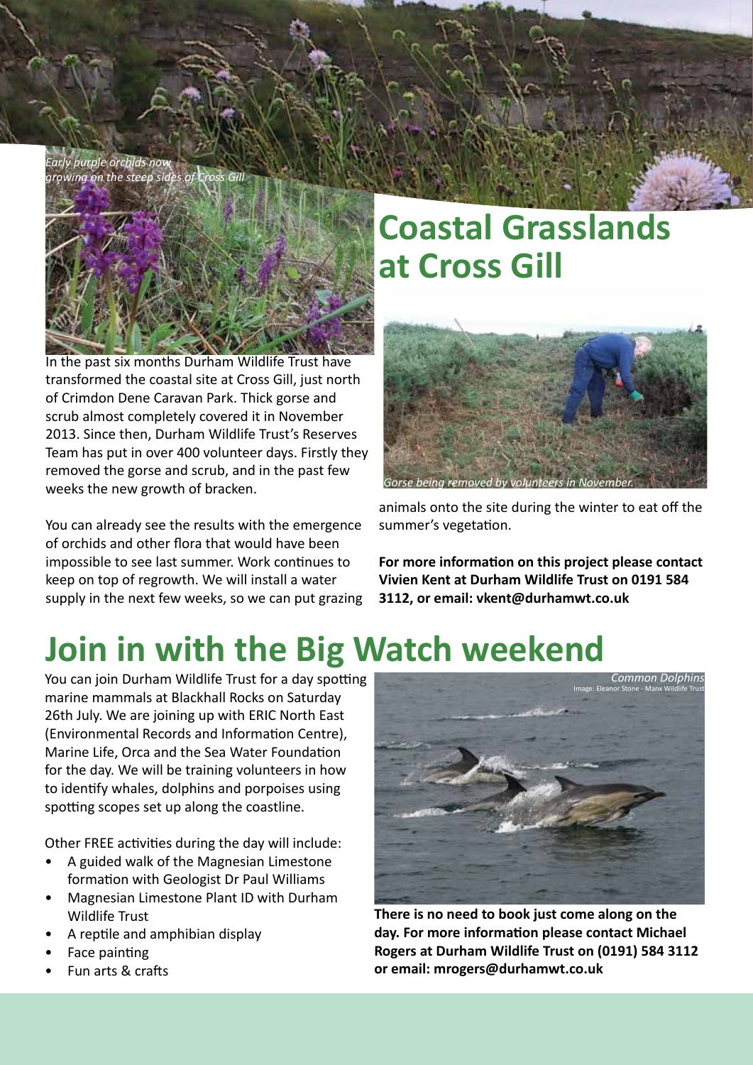# Coastal Grasslands at Cross Gill

*Early purple orchids now growing on the steep sides of Cross Gill*

In the past six months Durham Wildlife Trust have transformed the coastal site at Cross Gill, just north of Crimdon Dene Caravan Park. Thick gorse and scrub almost completely covered it in November 2013. Since then, Durham Wildlife Trust's Reserves Team has put in over 400 volunteer days. Firstly they removed the gorse and scrub, and in the past few weeks the new growth of bracken.

You can already see the results with the emergence of orchids and other flora that would have been impossible to see last summer. Work continues to keep on top of regrowth. We will install a water supply in the next few weeks, so we can put grazing animals onto the site during the winter to eat off the summer's vegetation.

*Gorse being removed by volunteers in November.*

**For more information on this project please contact Vivien Kent at Durham Wildlife Trust on 0191 584 3112, or email: vkent@durhamwt.co.uk**

# Join in with the Big Watch weekend

You can join Durham Wildlife Trust for a day spotting marine mammals at Blackhall Rocks on Saturday 26th July. We are joining up with ERIC North East (Environmental Records and Information Centre), Marine Life, Orca and the Sea Water Foundation for the day. We will be training volunteers in how to identify whales, dolphins and porpoises using spotting scopes set up along the coastline.

Other FREE activities during the day will include:

- A guided walk of the Magnesian Limestone formation with Geologist Dr Paul Williams
- Magnesian Limestone Plant ID with Durham Wildlife Trust
- A reptile and amphibian display
- Face painting
- Fun arts & crafts

*Common Dolphins*
Image: Eleanor Stone - Manx Wildlife Trust

**There is no need to book just come along on the day. For more information please contact Michael Rogers at Durham Wildlife Trust on (0191) 584 3112 or email: mrogers@durhamwt.co.uk**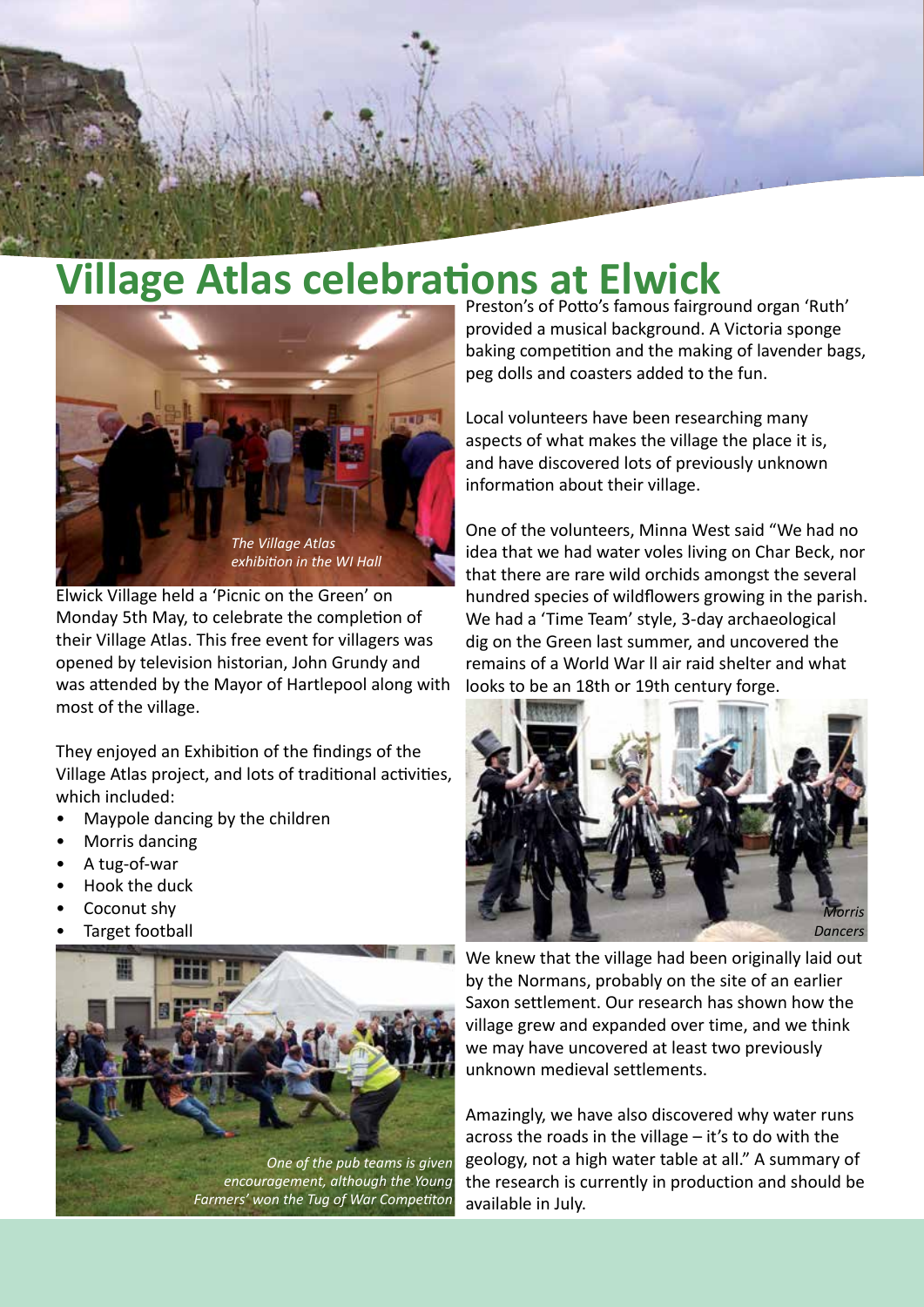# Village Atlas celebrations at Elwick

*The Village Atlas exhibition in the WI Hall*

Elwick Village held a 'Picnic on the Green' on Monday 5th May, to celebrate the completion of their Village Atlas. This free event for villagers was opened by television historian, John Grundy and was attended by the Mayor of Hartlepool along with most of the village.

They enjoyed an Exhibition of the findings of the Village Atlas project, and lots of traditional activities, which included:

- Maypole dancing by the children
- Morris dancing
- A tug-of-war
- Hook the duck
- Coconut shy
- Target football

*One of the pub teams is given encouragement, although the Young Farmers' won the Tug of War Competiton*

Preston's of Potto's famous fairground organ 'Ruth' provided a musical background. A Victoria sponge baking competition and the making of lavender bags, peg dolls and coasters added to the fun.

Local volunteers have been researching many aspects of what makes the village the place it is, and have discovered lots of previously unknown information about their village.

One of the volunteers, Minna West said "We had no idea that we had water voles living on Char Beck, nor that there are rare wild orchids amongst the several hundred species of wildflowers growing in the parish. We had a 'Time Team' style, 3-day archaeological dig on the Green last summer, and uncovered the remains of a World War ll air raid shelter and what looks to be an 18th or 19th century forge.

*Morris Dancers*

We knew that the village had been originally laid out by the Normans, probably on the site of an earlier Saxon settlement. Our research has shown how the village grew and expanded over time, and we think we may have uncovered at least two previously unknown medieval settlements.

Amazingly, we have also discovered why water runs across the roads in the village – it's to do with the geology, not a high water table at all." A summary of the research is currently in production and should be available in July.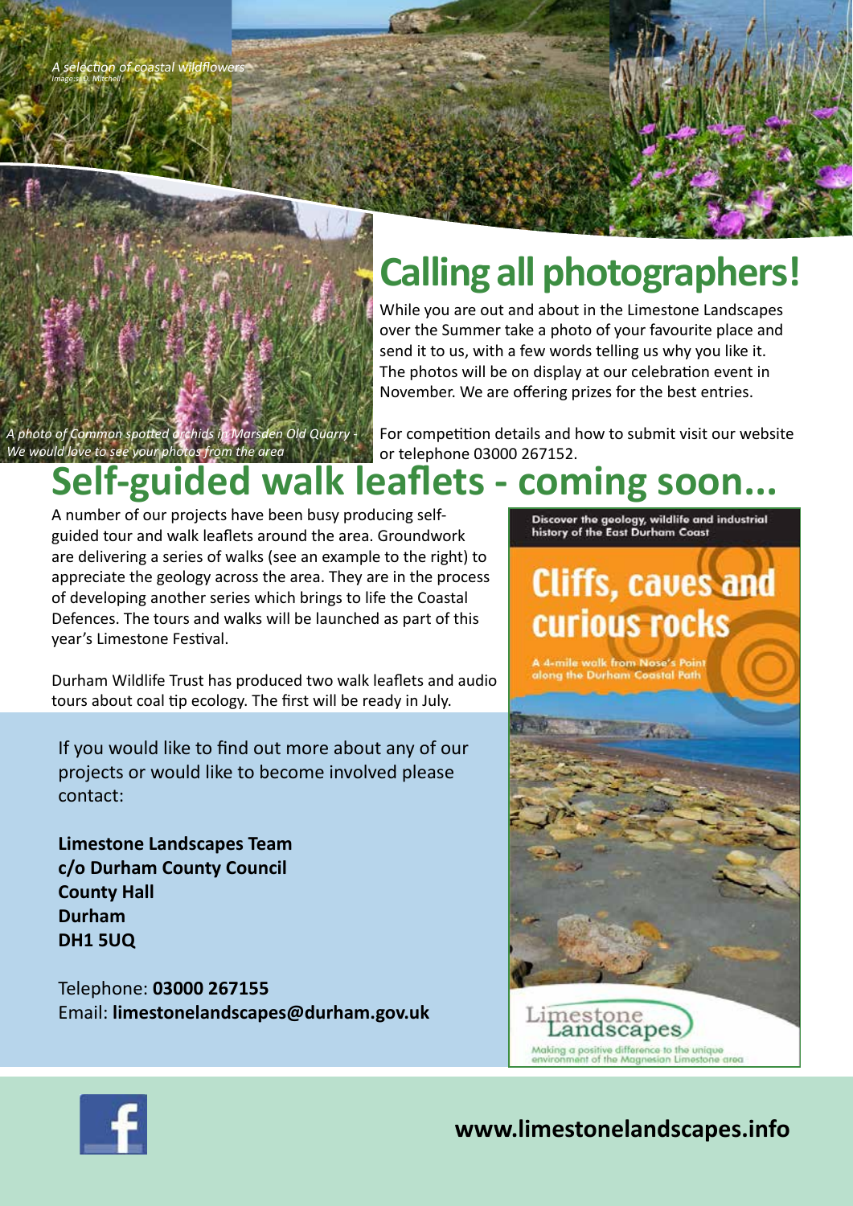*A selection of coastal wildflowers*
*Image: S. D. Mitchell*

## Calling all photographers!

While you are out and about in the Limestone Landscapes over the Summer take a photo of your favourite place and send it to us, with a few words telling us why you like it. The photos will be on display at our celebration event in November. We are offering prizes for the best entries.

For competition details and how to submit visit our website or telephone 03000 267152.

*A photo of Common spotted orchids in Marsden Old Quarry - We would love to see your photos from the area*

## Self-guided walk leaflets - coming soon...

A number of our projects have been busy producing self-guided tour and walk leaflets around the area. Groundwork are delivering a series of walks (see an example to the right) to appreciate the geology across the area. They are in the process of developing another series which brings to life the Coastal Defences. The tours and walks will be launched as part of this year's Limestone Festival.

Durham Wildlife Trust has produced two walk leaflets and audio tours about coal tip ecology. The first will be ready in July.

Discover the geology, wildlife and industrial history of the East Durham Coast

**Cliffs, caves and curious rocks**

A 4-mile walk from Nose's Point along the Durham Coastal Path

Limestone Landscapes
Making a positive difference to the unique environment of the Magnesian Limestone area

If you would like to find out more about any of our projects or would like to become involved please contact:

**Limestone Landscapes Team**
**c/o Durham County Council**
**County Hall**
**Durham**
**DH1 5UQ**

Telephone: **03000 267155**
Email: **limestonelandscapes@durham.gov.uk**

**www.limestonelandscapes.info**